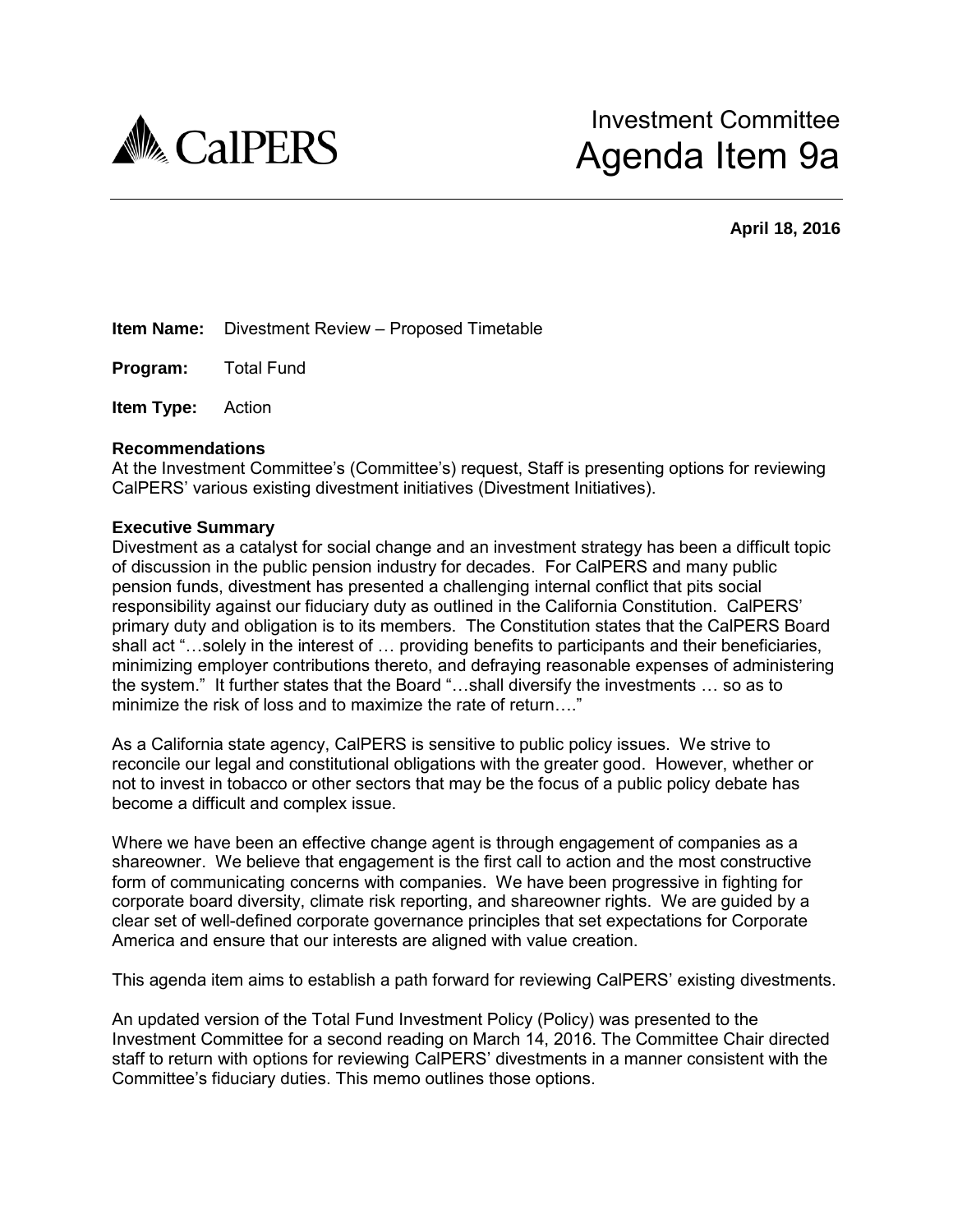# Investment Committee
# Agenda Item 9a

**April 18, 2016**

**Item Name:** Divestment Review – Proposed Timetable

**Program:** Total Fund

**Item Type:** Action

**Recommendations**

At the Investment Committee's (Committee's) request, Staff is presenting options for reviewing CalPERS' various existing divestment initiatives (Divestment Initiatives).

**Executive Summary**

Divestment as a catalyst for social change and an investment strategy has been a difficult topic of discussion in the public pension industry for decades. For CalPERS and many public pension funds, divestment has presented a challenging internal conflict that pits social responsibility against our fiduciary duty as outlined in the California Constitution. CalPERS' primary duty and obligation is to its members. The Constitution states that the CalPERS Board shall act "…solely in the interest of … providing benefits to participants and their beneficiaries, minimizing employer contributions thereto, and defraying reasonable expenses of administering the system." It further states that the Board "…shall diversify the investments … so as to minimize the risk of loss and to maximize the rate of return…."

As a California state agency, CalPERS is sensitive to public policy issues. We strive to reconcile our legal and constitutional obligations with the greater good. However, whether or not to invest in tobacco or other sectors that may be the focus of a public policy debate has become a difficult and complex issue.

Where we have been an effective change agent is through engagement of companies as a shareowner. We believe that engagement is the first call to action and the most constructive form of communicating concerns with companies. We have been progressive in fighting for corporate board diversity, climate risk reporting, and shareowner rights. We are guided by a clear set of well-defined corporate governance principles that set expectations for Corporate America and ensure that our interests are aligned with value creation.

This agenda item aims to establish a path forward for reviewing CalPERS' existing divestments.

An updated version of the Total Fund Investment Policy (Policy) was presented to the Investment Committee for a second reading on March 14, 2016. The Committee Chair directed staff to return with options for reviewing CalPERS' divestments in a manner consistent with the Committee's fiduciary duties. This memo outlines those options.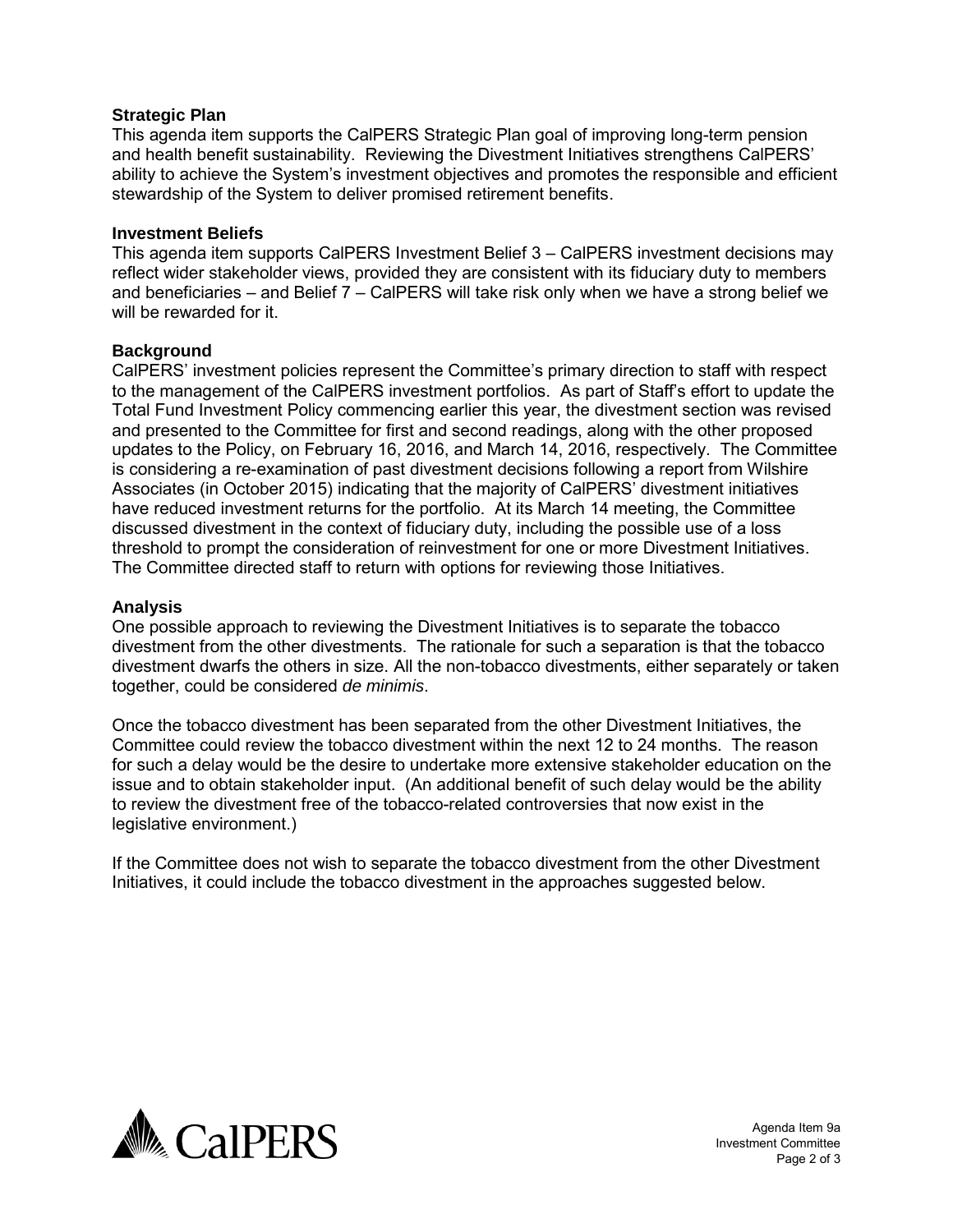**Strategic Plan**

This agenda item supports the CalPERS Strategic Plan goal of improving long-term pension and health benefit sustainability. Reviewing the Divestment Initiatives strengthens CalPERS' ability to achieve the System's investment objectives and promotes the responsible and efficient stewardship of the System to deliver promised retirement benefits.

**Investment Beliefs**

This agenda item supports CalPERS Investment Belief 3 – CalPERS investment decisions may reflect wider stakeholder views, provided they are consistent with its fiduciary duty to members and beneficiaries – and Belief 7 – CalPERS will take risk only when we have a strong belief we will be rewarded for it.

**Background**

CalPERS' investment policies represent the Committee's primary direction to staff with respect to the management of the CalPERS investment portfolios. As part of Staff's effort to update the Total Fund Investment Policy commencing earlier this year, the divestment section was revised and presented to the Committee for first and second readings, along with the other proposed updates to the Policy, on February 16, 2016, and March 14, 2016, respectively. The Committee is considering a re-examination of past divestment decisions following a report from Wilshire Associates (in October 2015) indicating that the majority of CalPERS' divestment initiatives have reduced investment returns for the portfolio. At its March 14 meeting, the Committee discussed divestment in the context of fiduciary duty, including the possible use of a loss threshold to prompt the consideration of reinvestment for one or more Divestment Initiatives. The Committee directed staff to return with options for reviewing those Initiatives.

**Analysis**

One possible approach to reviewing the Divestment Initiatives is to separate the tobacco divestment from the other divestments. The rationale for such a separation is that the tobacco divestment dwarfs the others in size. All the non-tobacco divestments, either separately or taken together, could be considered *de minimis*.

Once the tobacco divestment has been separated from the other Divestment Initiatives, the Committee could review the tobacco divestment within the next 12 to 24 months. The reason for such a delay would be the desire to undertake more extensive stakeholder education on the issue and to obtain stakeholder input. (An additional benefit of such delay would be the ability to review the divestment free of the tobacco-related controversies that now exist in the legislative environment.)

If the Committee does not wish to separate the tobacco divestment from the other Divestment Initiatives, it could include the tobacco divestment in the approaches suggested below.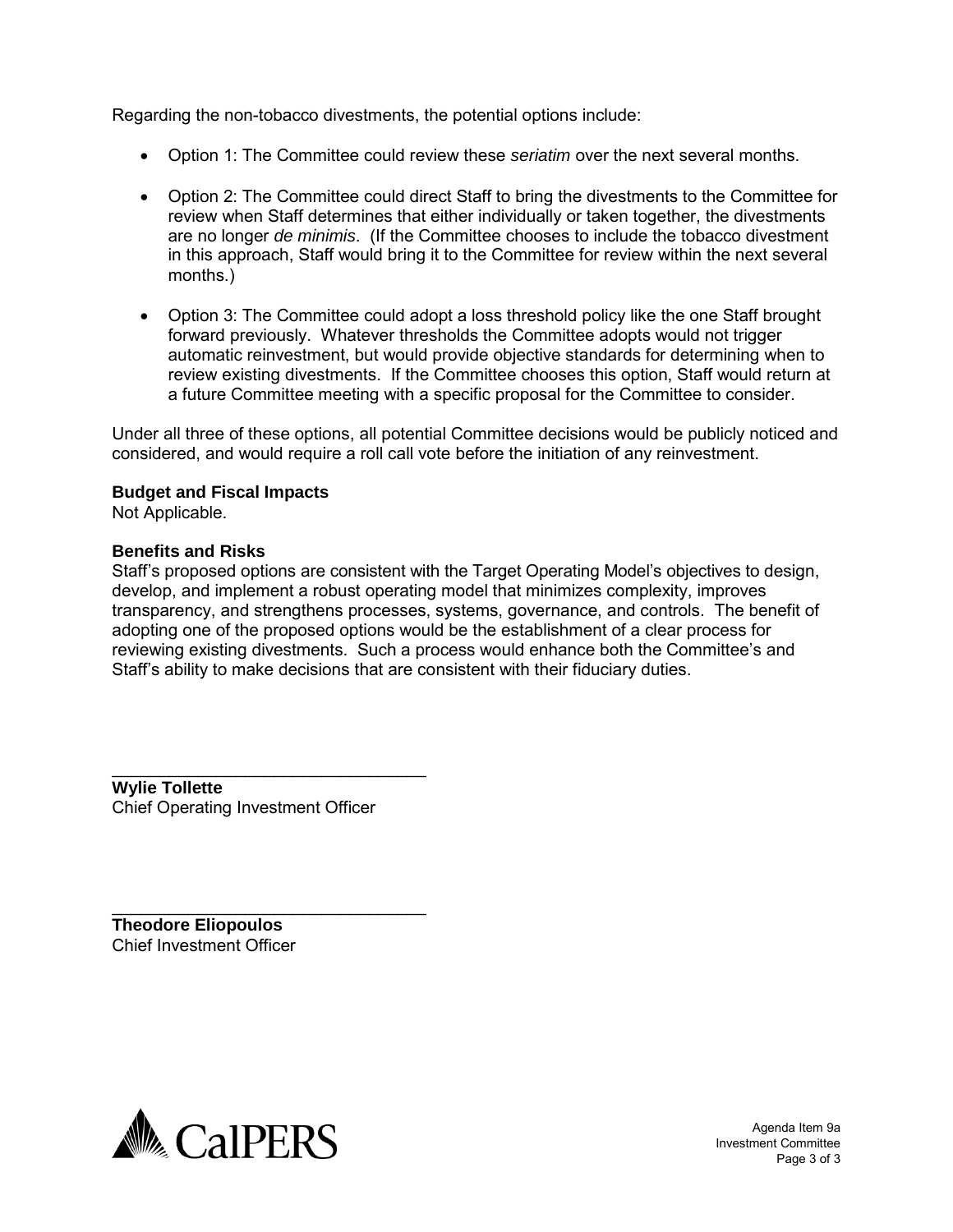Regarding the non-tobacco divestments, the potential options include:

- Option 1: The Committee could review these *seriatim* over the next several months.
- Option 2: The Committee could direct Staff to bring the divestments to the Committee for review when Staff determines that either individually or taken together, the divestments are no longer *de minimis*. (If the Committee chooses to include the tobacco divestment in this approach, Staff would bring it to the Committee for review within the next several months.)
- Option 3: The Committee could adopt a loss threshold policy like the one Staff brought forward previously. Whatever thresholds the Committee adopts would not trigger automatic reinvestment, but would provide objective standards for determining when to review existing divestments. If the Committee chooses this option, Staff would return at a future Committee meeting with a specific proposal for the Committee to consider.

Under all three of these options, all potential Committee decisions would be publicly noticed and considered, and would require a roll call vote before the initiation of any reinvestment.

**Budget and Fiscal Impacts**
Not Applicable.

**Benefits and Risks**
Staff's proposed options are consistent with the Target Operating Model's objectives to design, develop, and implement a robust operating model that minimizes complexity, improves transparency, and strengthens processes, systems, governance, and controls. The benefit of adopting one of the proposed options would be the establishment of a clear process for reviewing existing divestments. Such a process would enhance both the Committee's and Staff's ability to make decisions that are consistent with their fiduciary duties.

\_\_\_\_\_\_\_\_\_\_\_\_\_\_\_\_\_\_\_\_\_\_\_\_\_\_\_\_\_\_\_\_
**Wylie Tollette**
Chief Operating Investment Officer

\_\_\_\_\_\_\_\_\_\_\_\_\_\_\_\_\_\_\_\_\_\_\_\_\_\_\_\_\_\_\_\_
**Theodore Eliopoulos**
Chief Investment Officer